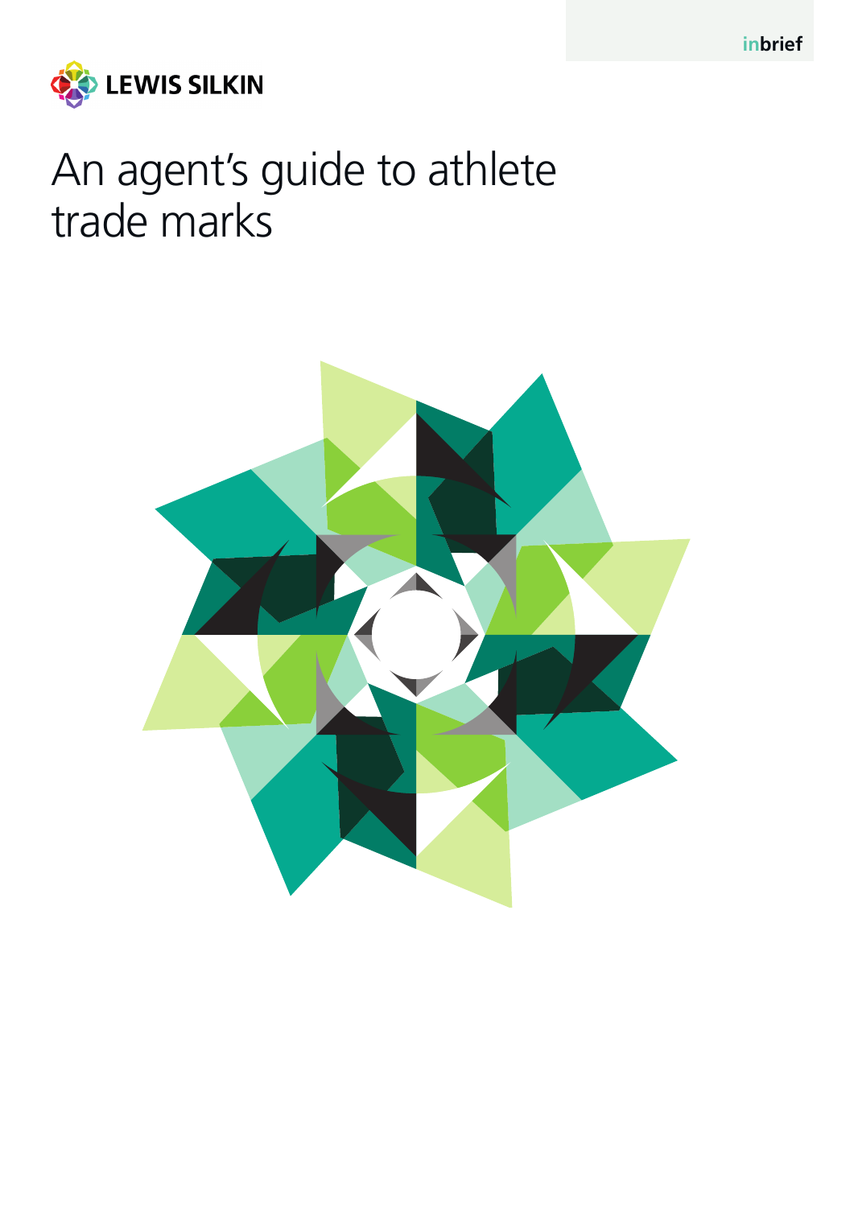inbrief

LEWIS SILKIN

# An agent's guide to athlete trade marks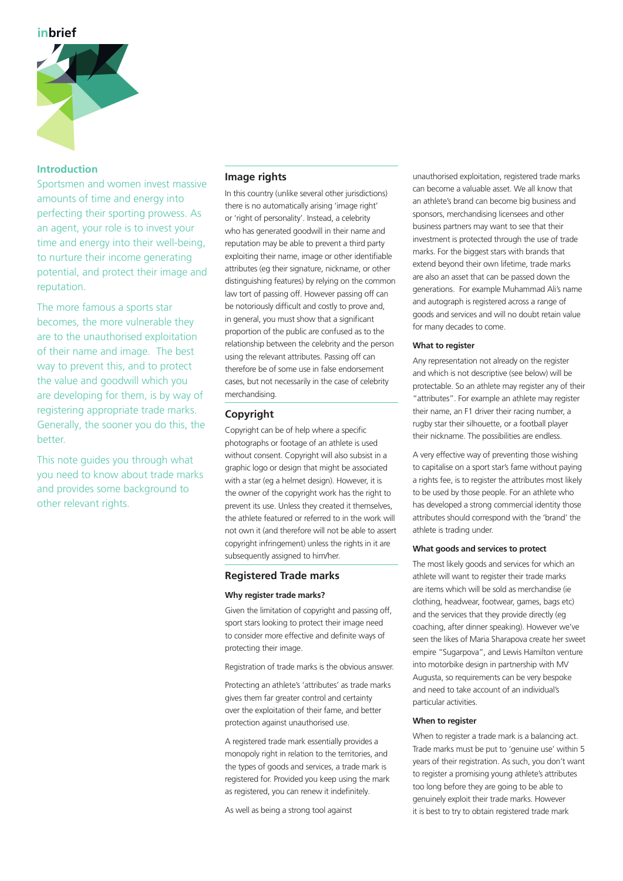inbrief

## Introduction

Sportsmen and women invest massive amounts of time and energy into perfecting their sporting prowess. As an agent, your role is to invest your time and energy into their well-being, to nurture their income generating potential, and protect their image and reputation.

The more famous a sports star becomes, the more vulnerable they are to the unauthorised exploitation of their name and image. The best way to prevent this, and to protect the value and goodwill which you are developing for them, is by way of registering appropriate trade marks. Generally, the sooner you do this, the better.

This note guides you through what you need to know about trade marks and provides some background to other relevant rights.

## Image rights

In this country (unlike several other jurisdictions) there is no automatically arising 'image right' or 'right of personality'. Instead, a celebrity who has generated goodwill in their name and reputation may be able to prevent a third party exploiting their name, image or other identifiable attributes (eg their signature, nickname, or other distinguishing features) by relying on the common law tort of passing off. However passing off can be notoriously difficult and costly to prove and, in general, you must show that a significant proportion of the public are confused as to the relationship between the celebrity and the person using the relevant attributes. Passing off can therefore be of some use in false endorsement cases, but not necessarily in the case of celebrity merchandising.

## Copyright

Copyright can be of help where a specific photographs or footage of an athlete is used without consent. Copyright will also subsist in a graphic logo or design that might be associated with a star (eg a helmet design). However, it is the owner of the copyright work has the right to prevent its use. Unless they created it themselves, the athlete featured or referred to in the work will not own it (and therefore will not be able to assert copyright infringement) unless the rights in it are subsequently assigned to him/her.

## Registered Trade marks

### Why register trade marks?

Given the limitation of copyright and passing off, sport stars looking to protect their image need to consider more effective and definite ways of protecting their image.

Registration of trade marks is the obvious answer.

Protecting an athlete's 'attributes' as trade marks gives them far greater control and certainty over the exploitation of their fame, and better protection against unauthorised use.

A registered trade mark essentially provides a monopoly right in relation to the territories, and the types of goods and services, a trade mark is registered for. Provided you keep using the mark as registered, you can renew it indefinitely.

As well as being a strong tool against unauthorised exploitation, registered trade marks can become a valuable asset. We all know that an athlete's brand can become big business and sponsors, merchandising licensees and other business partners may want to see that their investment is protected through the use of trade marks. For the biggest stars with brands that extend beyond their own lifetime, trade marks are also an asset that can be passed down the generations. For example Muhammad Ali's name and autograph is registered across a range of goods and services and will no doubt retain value for many decades to come.

### What to register

Any representation not already on the register and which is not descriptive (see below) will be protectable. So an athlete may register any of their "attributes". For example an athlete may register their name, an F1 driver their racing number, a rugby star their silhouette, or a football player their nickname. The possibilities are endless.

A very effective way of preventing those wishing to capitalise on a sport star's fame without paying a rights fee, is to register the attributes most likely to be used by those people. For an athlete who has developed a strong commercial identity those attributes should correspond with the 'brand' the athlete is trading under.

### What goods and services to protect

The most likely goods and services for which an athlete will want to register their trade marks are items which will be sold as merchandise (ie clothing, headwear, footwear, games, bags etc) and the services that they provide directly (eg coaching, after dinner speaking). However we've seen the likes of Maria Sharapova create her sweet empire "Sugarpova", and Lewis Hamilton venture into motorbike design in partnership with MV Augusta, so requirements can be very bespoke and need to take account of an individual's particular activities.

### When to register

When to register a trade mark is a balancing act. Trade marks must be put to 'genuine use' within 5 years of their registration. As such, you don't want to register a promising young athlete's attributes too long before they are going to be able to genuinely exploit their trade marks. However it is best to try to obtain registered trade mark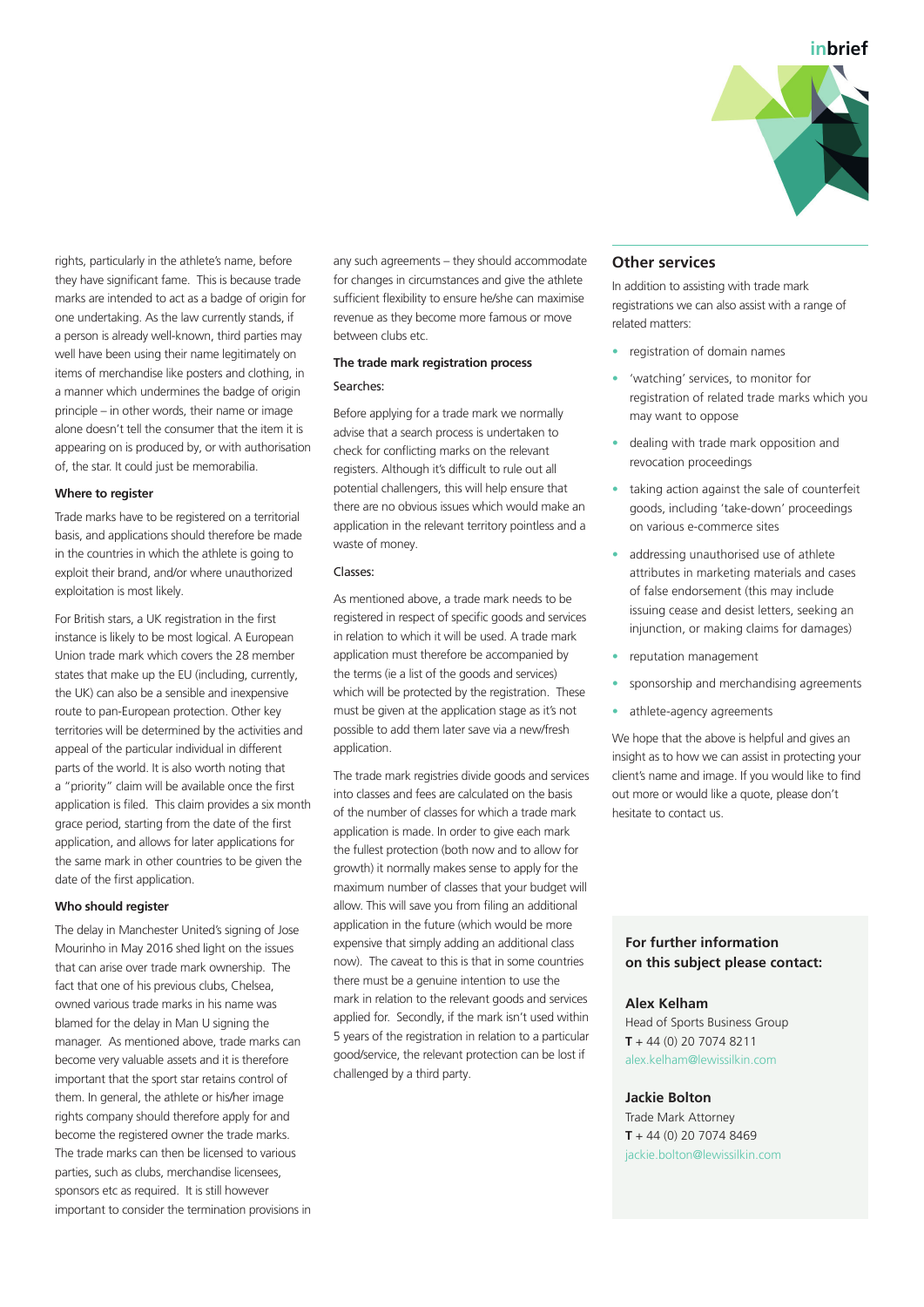rights, particularly in the athlete's name, before they have significant fame. This is because trade marks are intended to act as a badge of origin for one undertaking. As the law currently stands, if a person is already well-known, third parties may well have been using their name legitimately on items of merchandise like posters and clothing, in a manner which undermines the badge of origin principle – in other words, their name or image alone doesn't tell the consumer that the item it is appearing on is produced by, or with authorisation of, the star. It could just be memorabilia.

#### Where to register

Trade marks have to be registered on a territorial basis, and applications should therefore be made in the countries in which the athlete is going to exploit their brand, and/or where unauthorized exploitation is most likely.

For British stars, a UK registration in the first instance is likely to be most logical. A European Union trade mark which covers the 28 member states that make up the EU (including, currently, the UK) can also be a sensible and inexpensive route to pan-European protection. Other key territories will be determined by the activities and appeal of the particular individual in different parts of the world. It is also worth noting that a "priority" claim will be available once the first application is filed. This claim provides a six month grace period, starting from the date of the first application, and allows for later applications for the same mark in other countries to be given the date of the first application.

#### Who should register

The delay in Manchester United's signing of Jose Mourinho in May 2016 shed light on the issues that can arise over trade mark ownership. The fact that one of his previous clubs, Chelsea, owned various trade marks in his name was blamed for the delay in Man U signing the manager. As mentioned above, trade marks can become very valuable assets and it is therefore important that the sport star retains control of them. In general, the athlete or his/her image rights company should therefore apply for and become the registered owner the trade marks. The trade marks can then be licensed to various parties, such as clubs, merchandise licensees, sponsors etc as required. It is still however important to consider the termination provisions in any such agreements – they should accommodate for changes in circumstances and give the athlete sufficient flexibility to ensure he/she can maximise revenue as they become more famous or move between clubs etc.

#### The trade mark registration process

Searches:

Before applying for a trade mark we normally advise that a search process is undertaken to check for conflicting marks on the relevant registers. Although it's difficult to rule out all potential challengers, this will help ensure that there are no obvious issues which would make an application in the relevant territory pointless and a waste of money.

Classes:

As mentioned above, a trade mark needs to be registered in respect of specific goods and services in relation to which it will be used. A trade mark application must therefore be accompanied by the terms (ie a list of the goods and services) which will be protected by the registration. These must be given at the application stage as it's not possible to add them later save via a new/fresh application.

The trade mark registries divide goods and services into classes and fees are calculated on the basis of the number of classes for which a trade mark application is made. In order to give each mark the fullest protection (both now and to allow for growth) it normally makes sense to apply for the maximum number of classes that your budget will allow. This will save you from filing an additional application in the future (which would be more expensive that simply adding an additional class now). The caveat to this is that in some countries there must be a genuine intention to use the mark in relation to the relevant goods and services applied for. Secondly, if the mark isn't used within 5 years of the registration in relation to a particular good/service, the relevant protection can be lost if challenged by a third party.

## Other services

In addition to assisting with trade mark registrations we can also assist with a range of related matters:

- registration of domain names
- 'watching' services, to monitor for registration of related trade marks which you may want to oppose
- dealing with trade mark opposition and revocation proceedings
- taking action against the sale of counterfeit goods, including 'take-down' proceedings on various e-commerce sites
- addressing unauthorised use of athlete attributes in marketing materials and cases of false endorsement (this may include issuing cease and desist letters, seeking an injunction, or making claims for damages)
- reputation management
- sponsorship and merchandising agreements
- athlete-agency agreements

We hope that the above is helpful and gives an insight as to how we can assist in protecting your client's name and image. If you would like to find out more or would like a quote, please don't hesitate to contact us.

**For further information on this subject please contact:**

**Alex Kelham**
Head of Sports Business Group
**T** + 44 (0) 20 7074 8211
alex.kelham@lewissilkin.com

**Jackie Bolton**
Trade Mark Attorney
**T** + 44 (0) 20 7074 8469
jackie.bolton@lewissilkin.com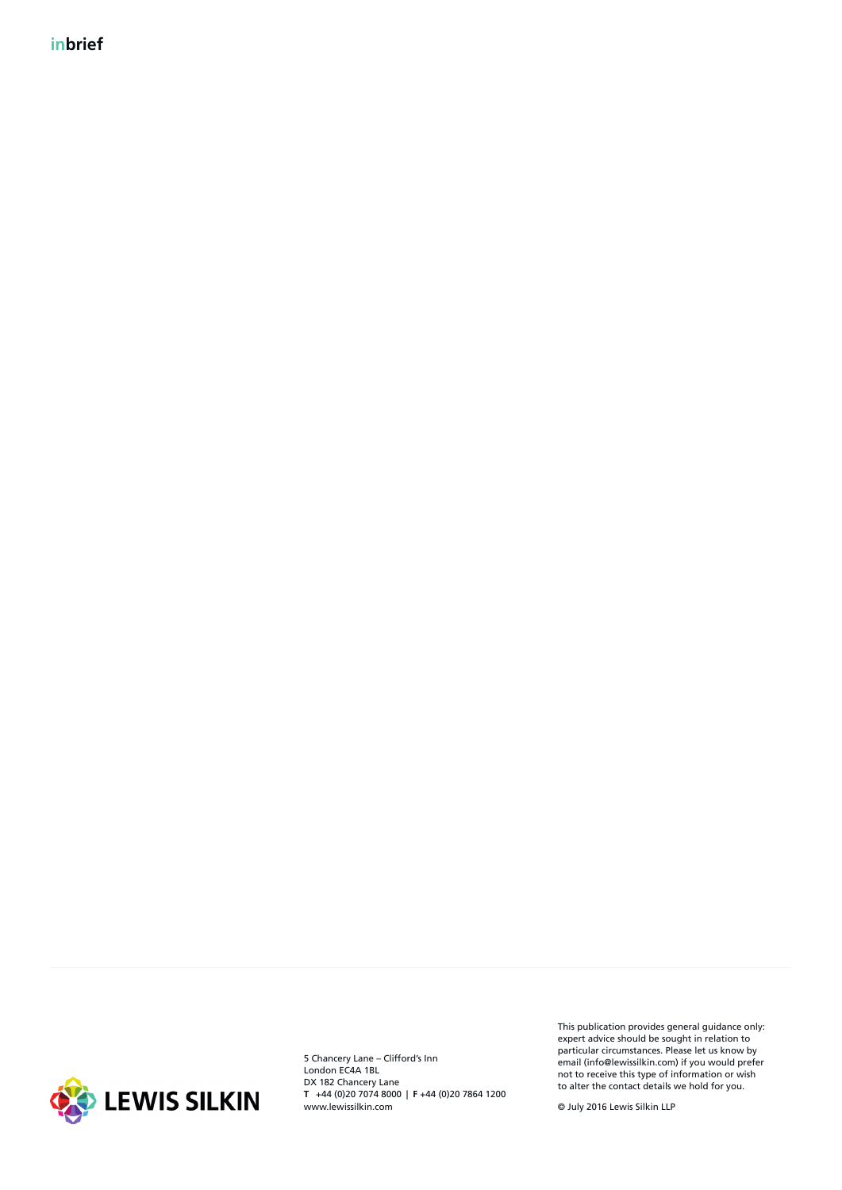LEWIS SILKIN

5 Chancery Lane – Clifford's Inn
London EC4A 1BL
DX 182 Chancery Lane
**T** +44 (0)20 7074 8000 | **F** +44 (0)20 7864 1200
www.lewissilkin.com

This publication provides general guidance only: expert advice should be sought in relation to particular circumstances. Please let us know by email (info@lewissilkin.com) if you would prefer not to receive this type of information or wish to alter the contact details we hold for you.

© July 2016 Lewis Silkin LLP